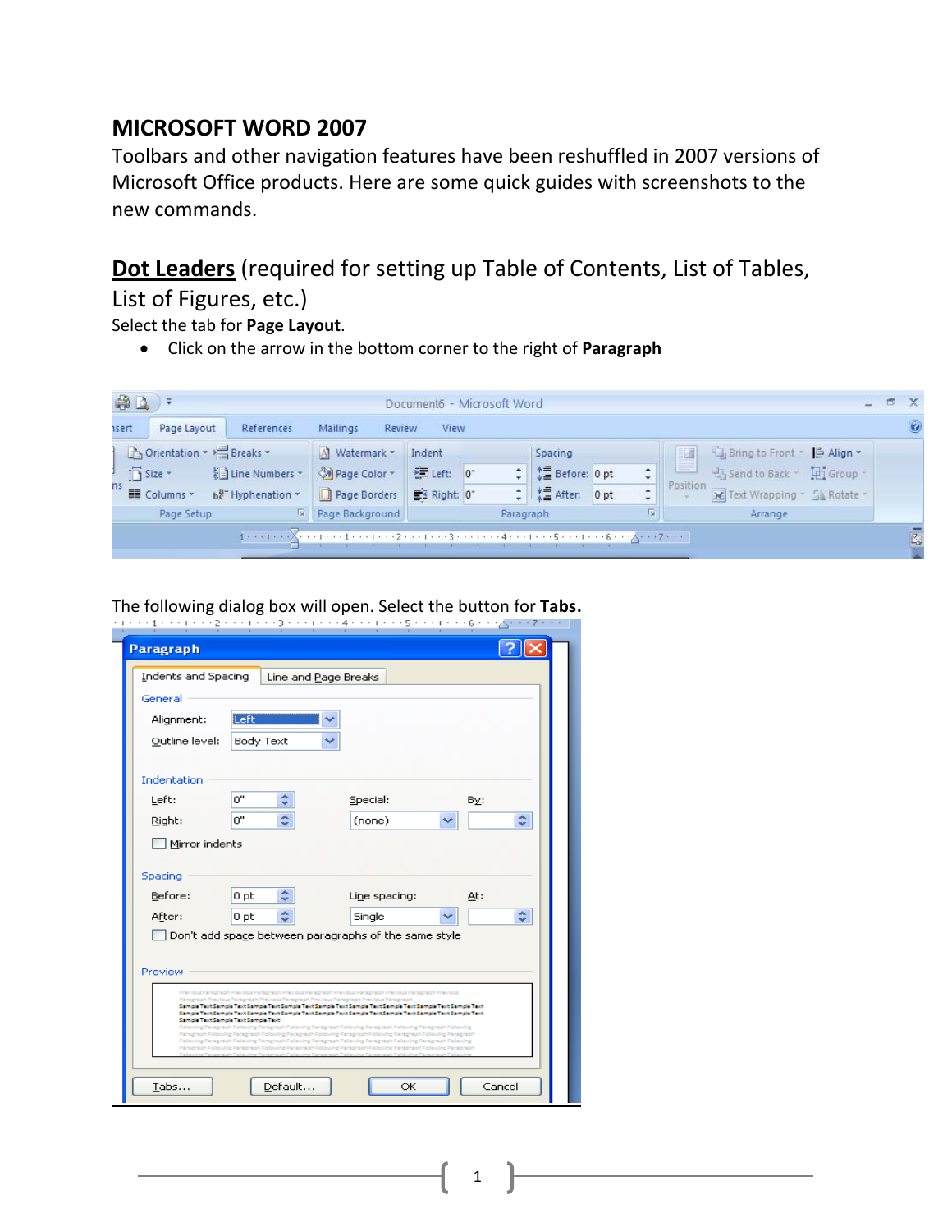# MICROSOFT WORD 2007

Toolbars and other navigation features have been reshuffled in 2007 versions of Microsoft Office products. Here are some quick guides with screenshots to the new commands.

## <u>Dot Leaders</u> (required for setting up Table of Contents, List of Tables, List of Figures, etc.)

Select the tab for **Page Layout**.

- Click on the arrow in the bottom corner to the right of **Paragraph**

The following dialog box will open. Select the button for **Tabs.**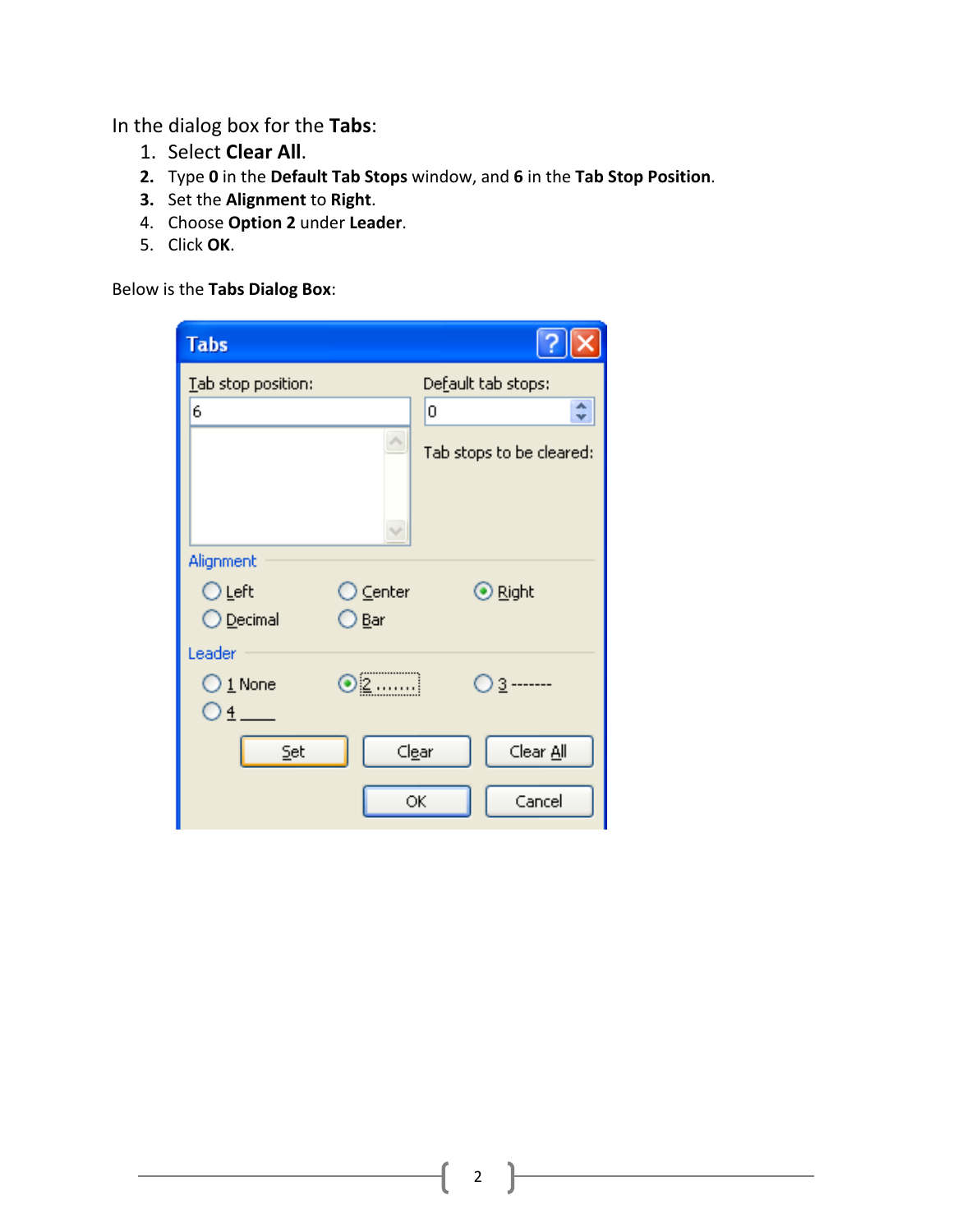In the dialog box for the **Tabs**:

1. Select **Clear All**.
2. Type **0** in the **Default Tab Stops** window, and **6** in the **Tab Stop Position**.
3. Set the **Alignment** to **Right**.
4. Choose **Option 2** under **Leader**.
5. Click **OK**.

Below is the **Tabs Dialog Box**: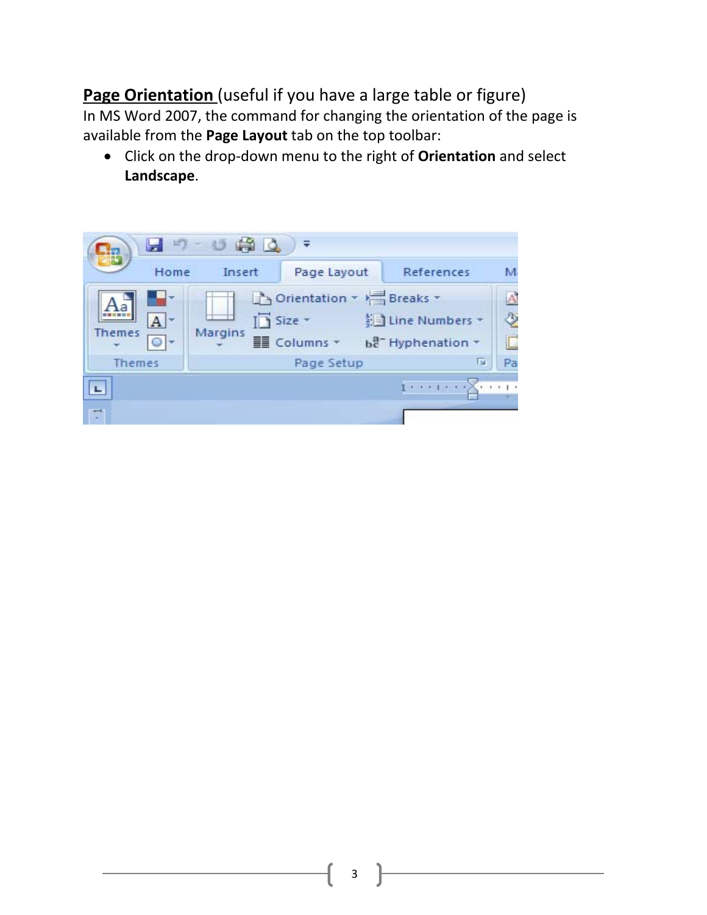**Page Orientation** (useful if you have a large table or figure)

In MS Word 2007, the command for changing the orientation of the page is available from the **Page Layout** tab on the top toolbar:

- Click on the drop-down menu to the right of **Orientation** and select **Landscape**.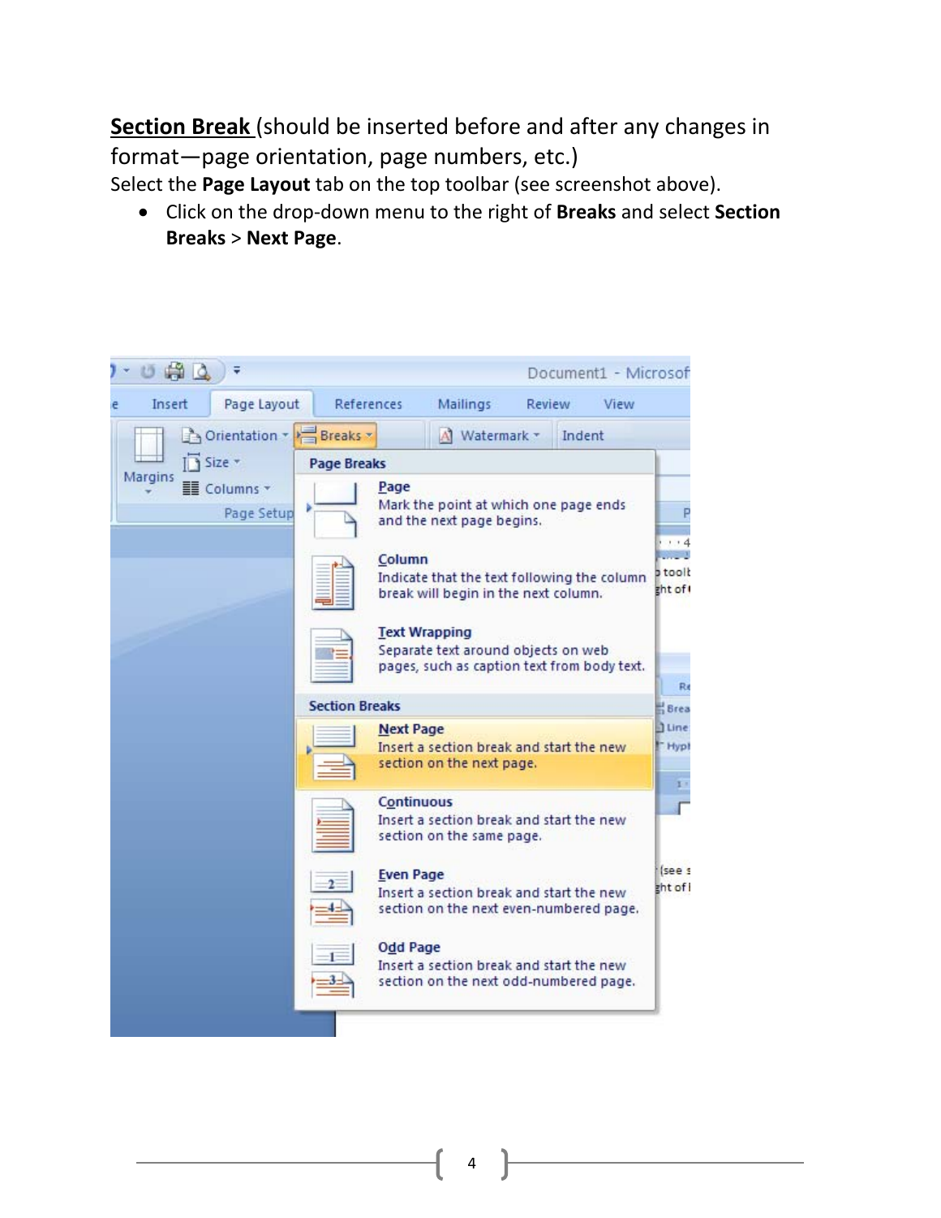**<u>Section Break</u>** (should be inserted before and after any changes in format—page orientation, page numbers, etc.)

Select the **Page Layout** tab on the top toolbar (see screenshot above).

- Click on the drop-down menu to the right of **Breaks** and select **Section Breaks** > **Next Page**.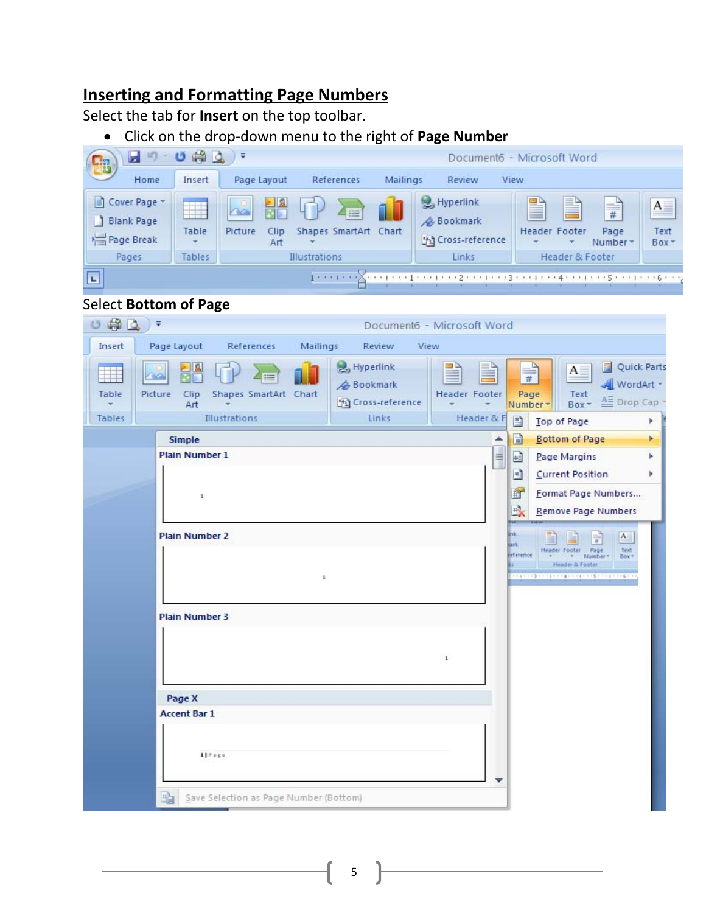## Inserting and Formatting Page Numbers

Select the tab for **Insert** on the top toolbar.

- Click on the drop-down menu to the right of **Page Number**

Select **Bottom of Page**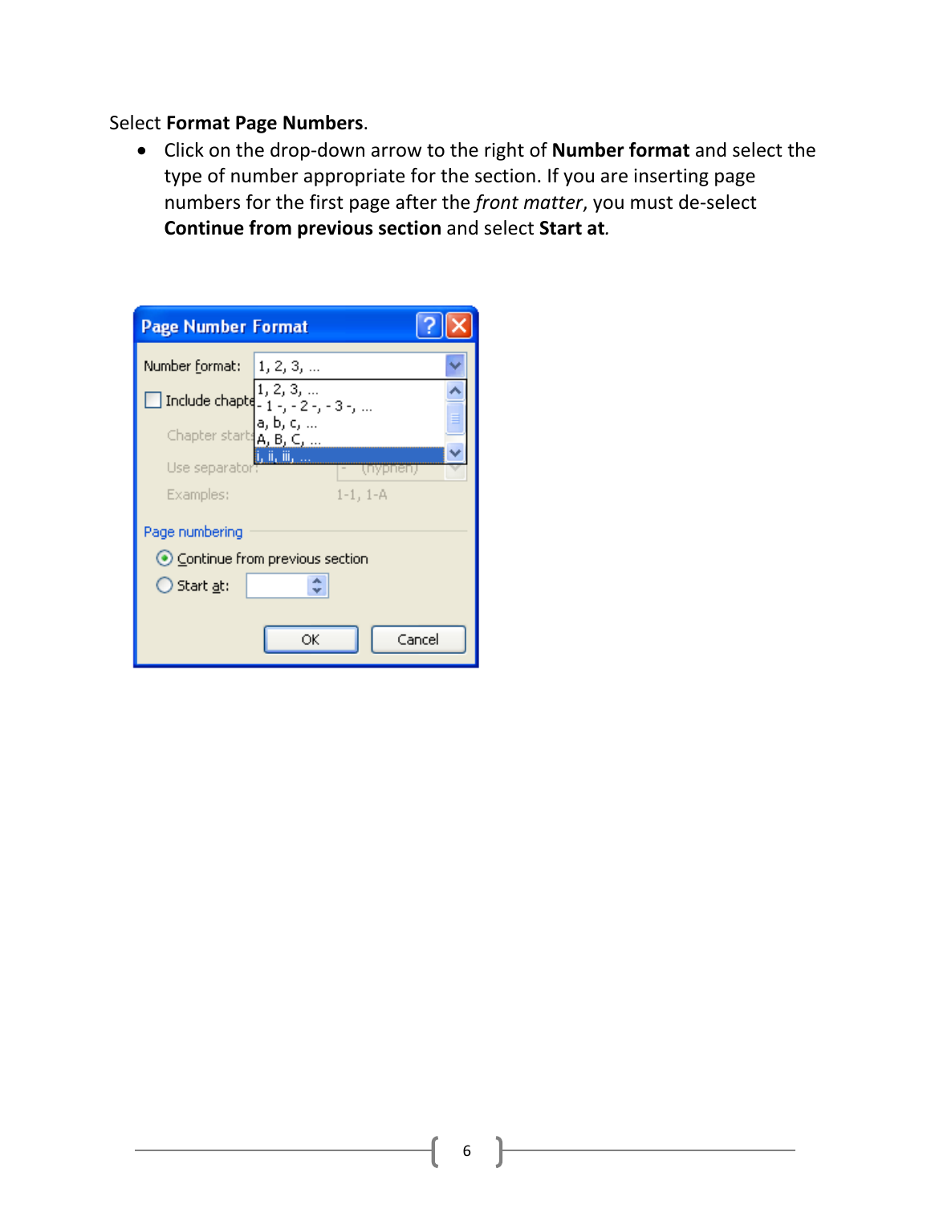Select **Format Page Numbers**.

- Click on the drop-down arrow to the right of **Number format** and select the type of number appropriate for the section. If you are inserting page numbers for the first page after the *front matter*, you must de-select **Continue from previous section** and select **Start at**.